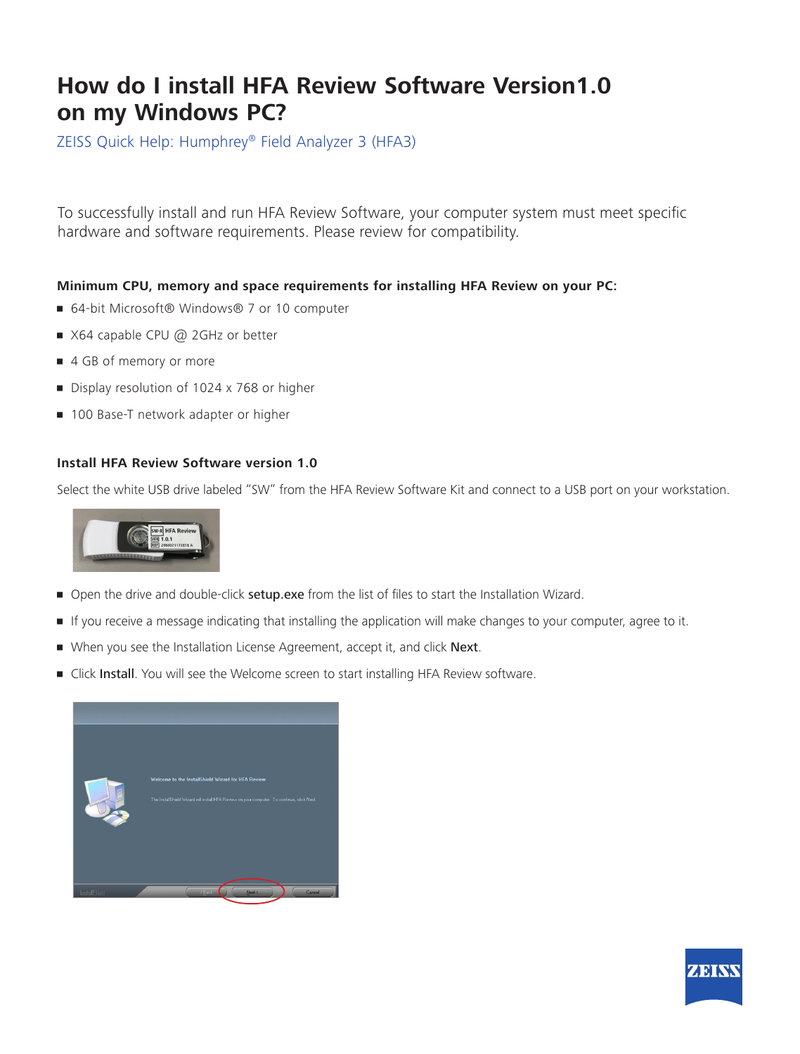# How do I install HFA Review Software Version1.0 on my Windows PC?

ZEISS Quick Help: Humphrey® Field Analyzer 3 (HFA3)

To successfully install and run HFA Review Software, your computer system must meet specific hardware and software requirements. Please review for compatibility.

**Minimum CPU, memory and space requirements for installing HFA Review on your PC:**

- 64-bit Microsoft® Windows® 7 or 10 computer
- X64 capable CPU @ 2GHz or better
- 4 GB of memory or more
- Display resolution of 1024 x 768 or higher
- 100 Base-T network adapter or higher

**Install HFA Review Software version 1.0**

Select the white USB drive labeled "SW" from the HFA Review Software Kit and connect to a USB port on your workstation.

- Open the drive and double-click **setup.exe** from the list of files to start the Installation Wizard.
- If you receive a message indicating that installing the application will make changes to your computer, agree to it.
- When you see the Installation License Agreement, accept it, and click **Next**.
- Click **Install**. You will see the Welcome screen to start installing HFA Review software.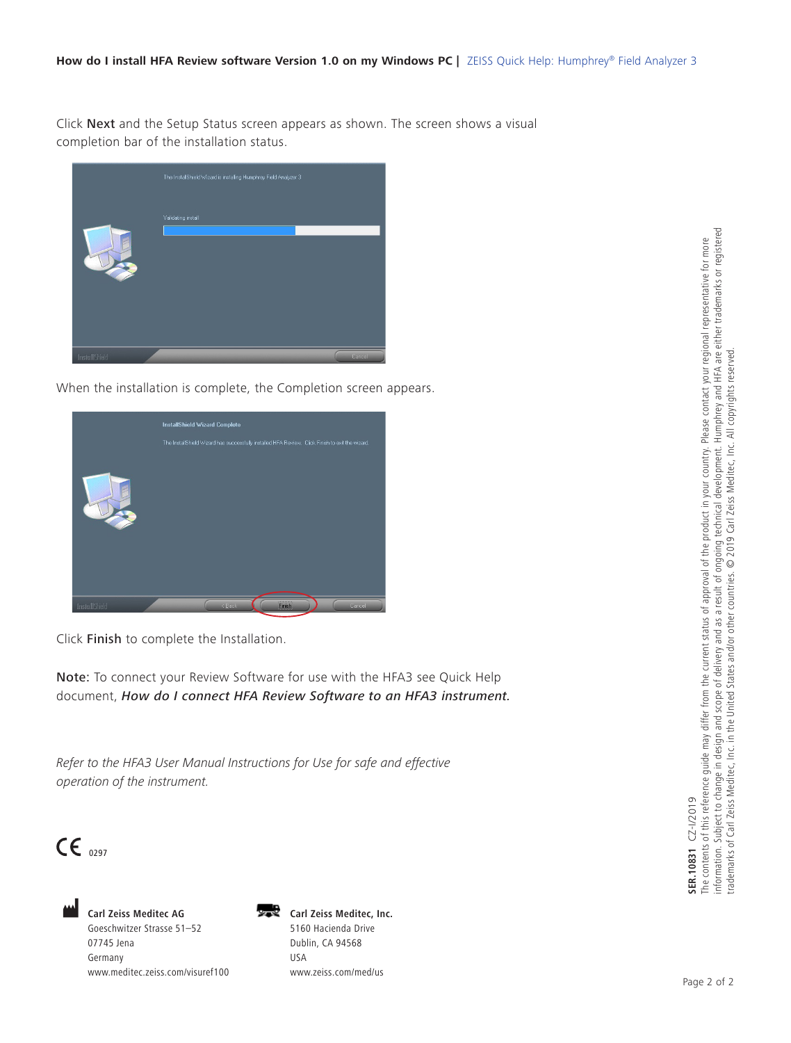Click **Next** and the Setup Status screen appears as shown. The screen shows a visual completion bar of the installation status.

When the installation is complete, the Completion screen appears.

Click **Finish** to complete the Installation.

**Note:** To connect your Review Software for use with the HFA3 see Quick Help document, ***How do I connect HFA Review Software to an HFA3 instrument.***

*Refer to the HFA3 User Manual Instructions for Use for safe and effective operation of the instrument.*

CE 0297

**Carl Zeiss Meditec AG**
Goeschwitzer Strasse 51–52
07745 Jena
Germany
www.meditec.zeiss.com/visuref100

**Carl Zeiss Meditec, Inc.**
5160 Hacienda Drive
Dublin, CA 94568
USA
www.zeiss.com/med/us

**SER.10831** CZ-I/2019
The contents of this reference guide may differ from the current status of approval of the product in your country. Please contact your regional representative for more information. Subject to change in design and scope of delivery and as a result of ongoing technical development. Humphrey and HFA are either trademarks or registered trademarks of Carl Zeiss Meditec, Inc. in the United States and/or other countries. © 2019 Carl Zeiss Meditec, Inc. All copyrights reserved.